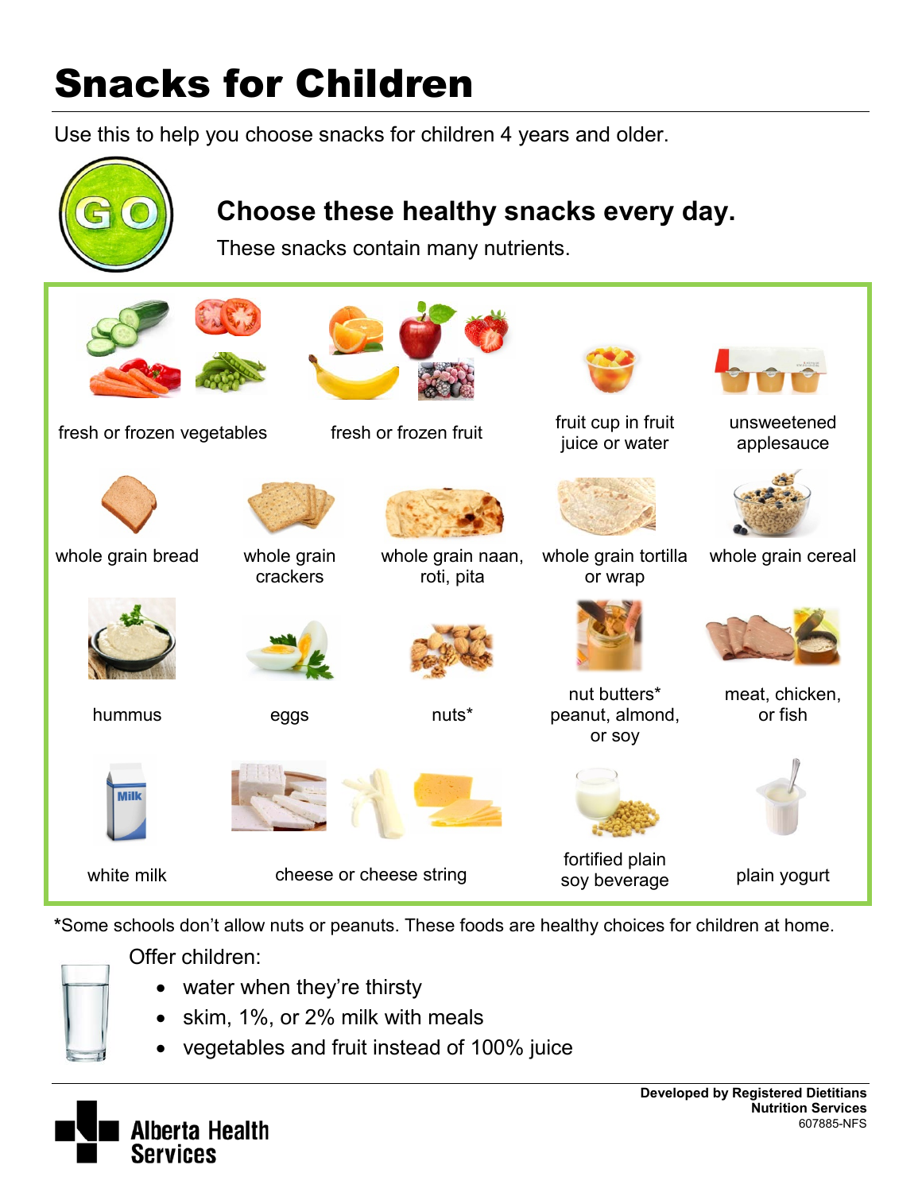# Snacks for Children

Use this to help you choose snacks for children 4 years and older.

GO

## Choose these healthy snacks every day.

These snacks contain many nutrients.

- fresh or frozen vegetables
- fresh or frozen fruit
- fruit cup in fruit juice or water
- unsweetened applesauce
- whole grain bread
- whole grain crackers
- whole grain naan, roti, pita
- whole grain tortilla or wrap
- whole grain cereal
- hummus
- eggs
- nuts*
- nut butters* peanut, almond, or soy
- meat, chicken, or fish
- white milk
- cheese or cheese string
- fortified plain soy beverage
- plain yogurt

*Some schools don't allow nuts or peanuts. These foods are healthy choices for children at home.

Offer children:

- water when they're thirsty
- skim, 1%, or 2% milk with meals
- vegetables and fruit instead of 100% juice

**Developed by Registered Dietitians**
**Nutrition Services**
607885-NFS

Alberta Health Services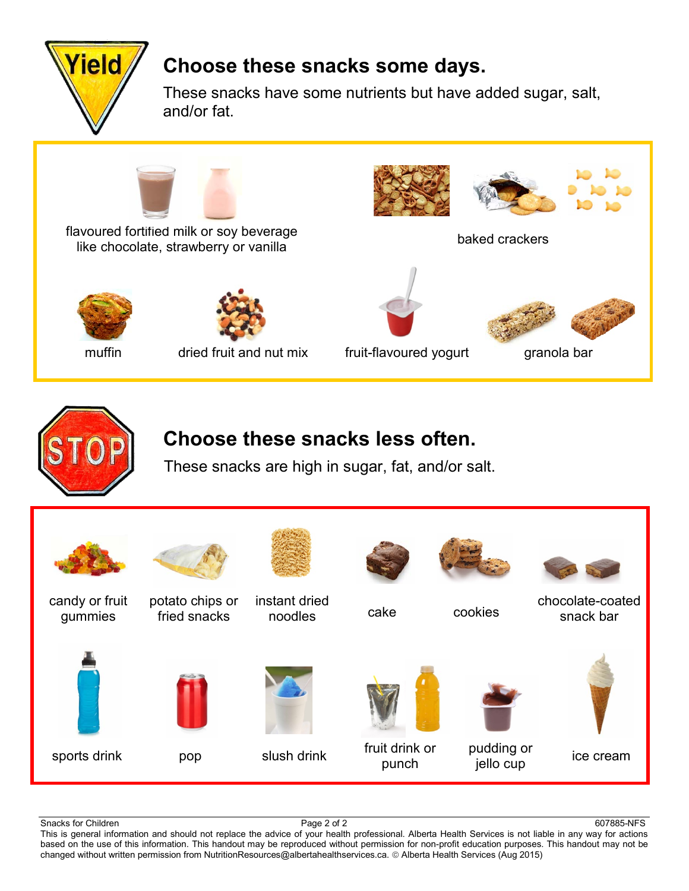Yield

## Choose these snacks some days.

These snacks have some nutrients but have added sugar, salt, and/or fat.

- flavoured fortified milk or soy beverage like chocolate, strawberry or vanilla
- baked crackers
- muffin
- dried fruit and nut mix
- fruit-flavoured yogurt
- granola bar

STOP

## Choose these snacks less often.

These snacks are high in sugar, fat, and/or salt.

- candy or fruit gummies
- potato chips or fried snacks
- instant dried noodles
- cake
- cookies
- chocolate-coated snack bar
- sports drink
- pop
- slush drink
- fruit drink or punch
- pudding or jello cup
- ice cream

This is general information and should not replace the advice of your health professional. Alberta Health Services is not liable in any way for actions based on the use of this information. This handout may be reproduced without permission for non-profit education purposes. This handout may not be changed without written permission from NutritionResources@albertahealthservices.ca. © Alberta Health Services (Aug 2015)